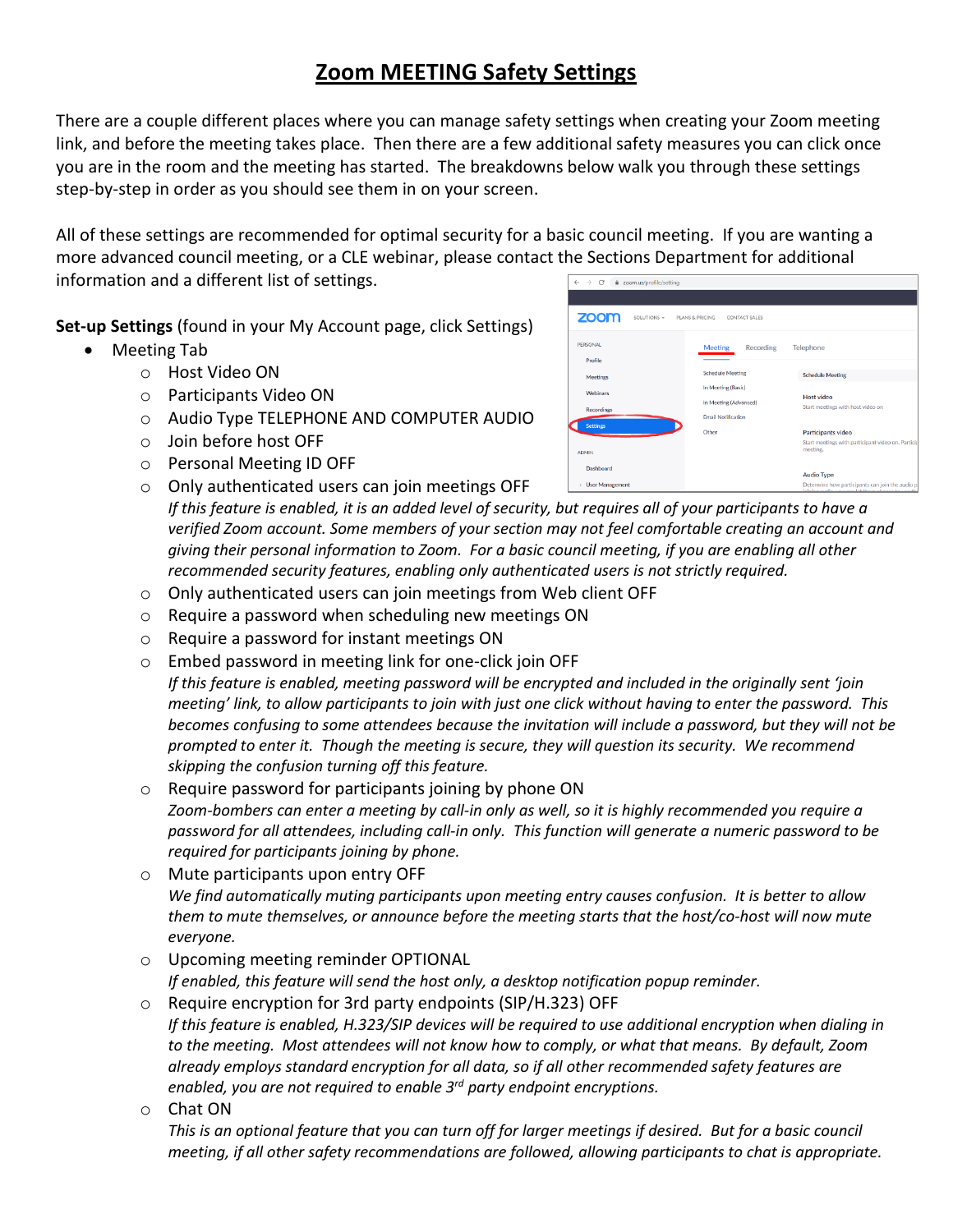# Zoom MEETING Safety Settings

There are a couple different places where you can manage safety settings when creating your Zoom meeting link, and before the meeting takes place. Then there are a few additional safety measures you can click once you are in the room and the meeting has started. The breakdowns below walk you through these settings step-by-step in order as you should see them in on your screen.

All of these settings are recommended for optimal security for a basic council meeting. If you are wanting a more advanced council meeting, or a CLE webinar, please contact the Sections Department for additional information and a different list of settings.

**Set-up Settings** (found in your My Account page, click Settings)

- Meeting Tab
  - Host Video ON
  - Participants Video ON
  - Audio Type TELEPHONE AND COMPUTER AUDIO
  - Join before host OFF
  - Personal Meeting ID OFF
  - Only authenticated users can join meetings OFF
    *If this feature is enabled, it is an added level of security, but requires all of your participants to have a verified Zoom account. Some members of your section may not feel comfortable creating an account and giving their personal information to Zoom. For a basic council meeting, if you are enabling all other recommended security features, enabling only authenticated users is not strictly required.*
  - Only authenticated users can join meetings from Web client OFF
  - Require a password when scheduling new meetings ON
  - Require a password for instant meetings ON
  - Embed password in meeting link for one-click join OFF
    *If this feature is enabled, meeting password will be encrypted and included in the originally sent 'join meeting' link, to allow participants to join with just one click without having to enter the password. This becomes confusing to some attendees because the invitation will include a password, but they will not be prompted to enter it. Though the meeting is secure, they will question its security. We recommend skipping the confusion turning off this feature.*
  - Require password for participants joining by phone ON
    *Zoom-bombers can enter a meeting by call-in only as well, so it is highly recommended you require a password for all attendees, including call-in only. This function will generate a numeric password to be required for participants joining by phone.*
  - Mute participants upon entry OFF
    *We find automatically muting participants upon meeting entry causes confusion. It is better to allow them to mute themselves, or announce before the meeting starts that the host/co-host will now mute everyone.*
  - Upcoming meeting reminder OPTIONAL
    *If enabled, this feature will send the host only, a desktop notification popup reminder.*
  - Require encryption for 3rd party endpoints (SIP/H.323) OFF
    *If this feature is enabled, H.323/SIP devices will be required to use additional encryption when dialing in to the meeting. Most attendees will not know how to comply, or what that means. By default, Zoom already employs standard encryption for all data, so if all other recommended safety features are enabled, you are not required to enable 3rd party endpoint encryptions.*
  - Chat ON
    *This is an optional feature that you can turn off for larger meetings if desired. But for a basic council meeting, if all other safety recommendations are followed, allowing participants to chat is appropriate.*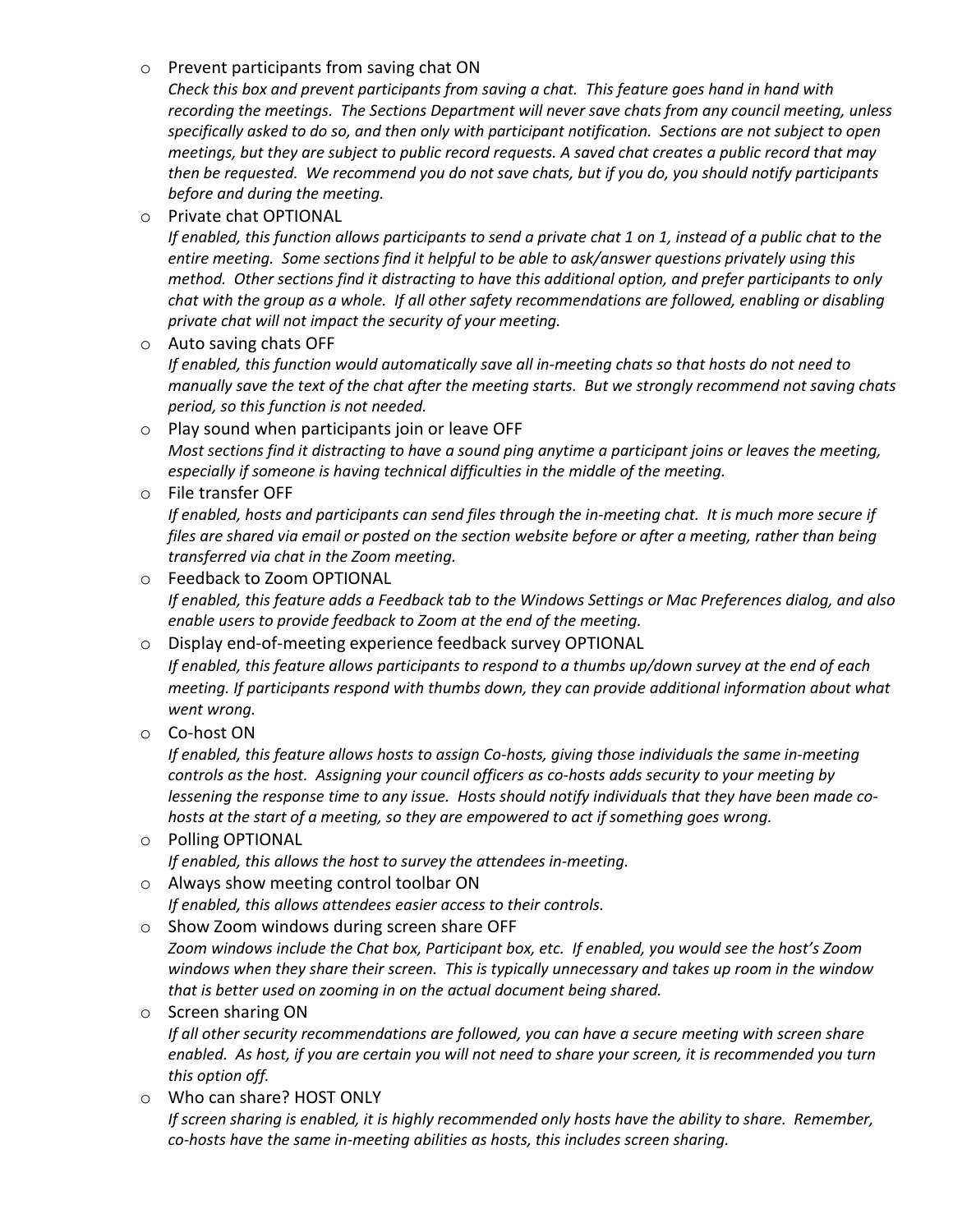- Prevent participants from saving chat ON
  *Check this box and prevent participants from saving a chat. This feature goes hand in hand with recording the meetings. The Sections Department will never save chats from any council meeting, unless specifically asked to do so, and then only with participant notification. Sections are not subject to open meetings, but they are subject to public record requests. A saved chat creates a public record that may then be requested. We recommend you do not save chats, but if you do, you should notify participants before and during the meeting.*
- Private chat OPTIONAL
  *If enabled, this function allows participants to send a private chat 1 on 1, instead of a public chat to the entire meeting. Some sections find it helpful to be able to ask/answer questions privately using this method. Other sections find it distracting to have this additional option, and prefer participants to only chat with the group as a whole. If all other safety recommendations are followed, enabling or disabling private chat will not impact the security of your meeting.*
- Auto saving chats OFF
  *If enabled, this function would automatically save all in-meeting chats so that hosts do not need to manually save the text of the chat after the meeting starts. But we strongly recommend not saving chats period, so this function is not needed.*
- Play sound when participants join or leave OFF
  *Most sections find it distracting to have a sound ping anytime a participant joins or leaves the meeting, especially if someone is having technical difficulties in the middle of the meeting.*
- File transfer OFF
  *If enabled, hosts and participants can send files through the in-meeting chat. It is much more secure if files are shared via email or posted on the section website before or after a meeting, rather than being transferred via chat in the Zoom meeting.*
- Feedback to Zoom OPTIONAL
  *If enabled, this feature adds a Feedback tab to the Windows Settings or Mac Preferences dialog, and also enable users to provide feedback to Zoom at the end of the meeting.*
- Display end-of-meeting experience feedback survey OPTIONAL
  *If enabled, this feature allows participants to respond to a thumbs up/down survey at the end of each meeting. If participants respond with thumbs down, they can provide additional information about what went wrong.*
- Co-host ON
  *If enabled, this feature allows hosts to assign Co-hosts, giving those individuals the same in-meeting controls as the host. Assigning your council officers as co-hosts adds security to your meeting by lessening the response time to any issue. Hosts should notify individuals that they have been made co-hosts at the start of a meeting, so they are empowered to act if something goes wrong.*
- Polling OPTIONAL
  *If enabled, this allows the host to survey the attendees in-meeting.*
- Always show meeting control toolbar ON
  *If enabled, this allows attendees easier access to their controls.*
- Show Zoom windows during screen share OFF
  *Zoom windows include the Chat box, Participant box, etc. If enabled, you would see the host's Zoom windows when they share their screen. This is typically unnecessary and takes up room in the window that is better used on zooming in on the actual document being shared.*
- Screen sharing ON
  *If all other security recommendations are followed, you can have a secure meeting with screen share enabled. As host, if you are certain you will not need to share your screen, it is recommended you turn this option off.*
- Who can share? HOST ONLY
  *If screen sharing is enabled, it is highly recommended only hosts have the ability to share. Remember, co-hosts have the same in-meeting abilities as hosts, this includes screen sharing.*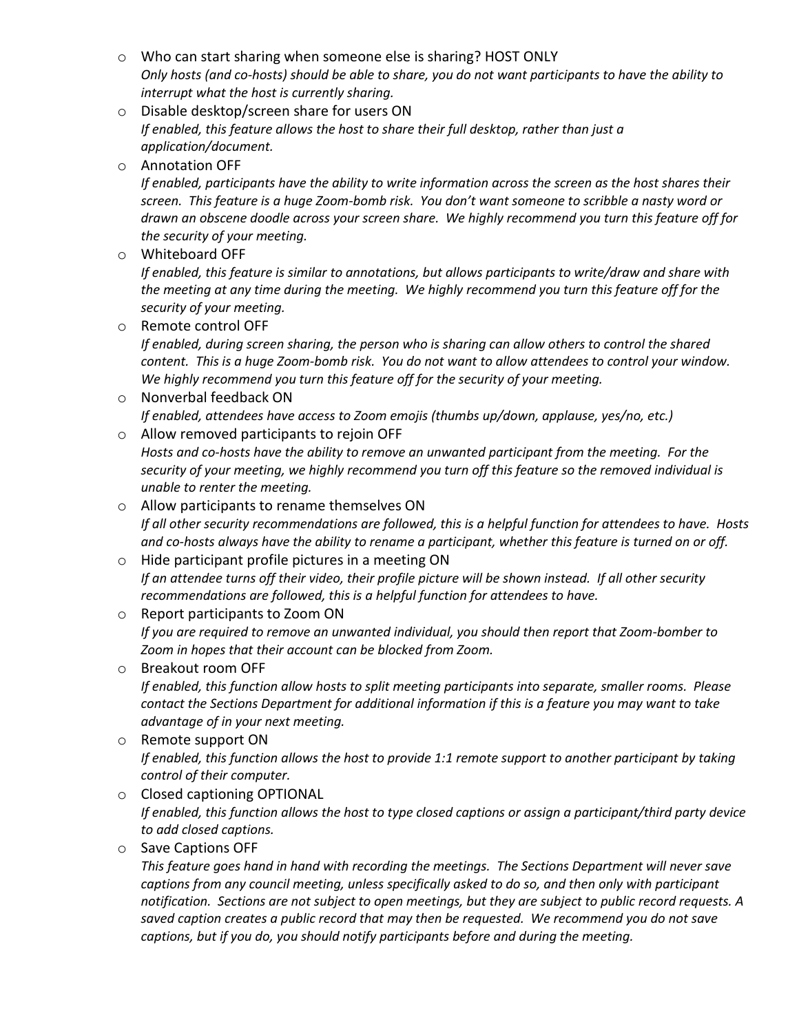- Who can start sharing when someone else is sharing? HOST ONLY
  *Only hosts (and co-hosts) should be able to share, you do not want participants to have the ability to interrupt what the host is currently sharing.*
- Disable desktop/screen share for users ON
  *If enabled, this feature allows the host to share their full desktop, rather than just a application/document.*
- Annotation OFF
  *If enabled, participants have the ability to write information across the screen as the host shares their screen. This feature is a huge Zoom-bomb risk. You don't want someone to scribble a nasty word or drawn an obscene doodle across your screen share. We highly recommend you turn this feature off for the security of your meeting.*
- Whiteboard OFF
  *If enabled, this feature is similar to annotations, but allows participants to write/draw and share with the meeting at any time during the meeting. We highly recommend you turn this feature off for the security of your meeting.*
- Remote control OFF
  *If enabled, during screen sharing, the person who is sharing can allow others to control the shared content. This is a huge Zoom-bomb risk. You do not want to allow attendees to control your window. We highly recommend you turn this feature off for the security of your meeting.*
- Nonverbal feedback ON
  *If enabled, attendees have access to Zoom emojis (thumbs up/down, applause, yes/no, etc.)*
- Allow removed participants to rejoin OFF
  *Hosts and co-hosts have the ability to remove an unwanted participant from the meeting. For the security of your meeting, we highly recommend you turn off this feature so the removed individual is unable to renter the meeting.*
- Allow participants to rename themselves ON
  *If all other security recommendations are followed, this is a helpful function for attendees to have. Hosts and co-hosts always have the ability to rename a participant, whether this feature is turned on or off.*
- Hide participant profile pictures in a meeting ON
  *If an attendee turns off their video, their profile picture will be shown instead. If all other security recommendations are followed, this is a helpful function for attendees to have.*
- Report participants to Zoom ON
  *If you are required to remove an unwanted individual, you should then report that Zoom-bomber to Zoom in hopes that their account can be blocked from Zoom.*
- Breakout room OFF
  *If enabled, this function allow hosts to split meeting participants into separate, smaller rooms. Please contact the Sections Department for additional information if this is a feature you may want to take advantage of in your next meeting.*
- Remote support ON
  *If enabled, this function allows the host to provide 1:1 remote support to another participant by taking control of their computer.*
- Closed captioning OPTIONAL
  *If enabled, this function allows the host to type closed captions or assign a participant/third party device to add closed captions.*
- Save Captions OFF
  *This feature goes hand in hand with recording the meetings. The Sections Department will never save captions from any council meeting, unless specifically asked to do so, and then only with participant notification. Sections are not subject to open meetings, but they are subject to public record requests. A saved caption creates a public record that may then be requested. We recommend you do not save captions, but if you do, you should notify participants before and during the meeting.*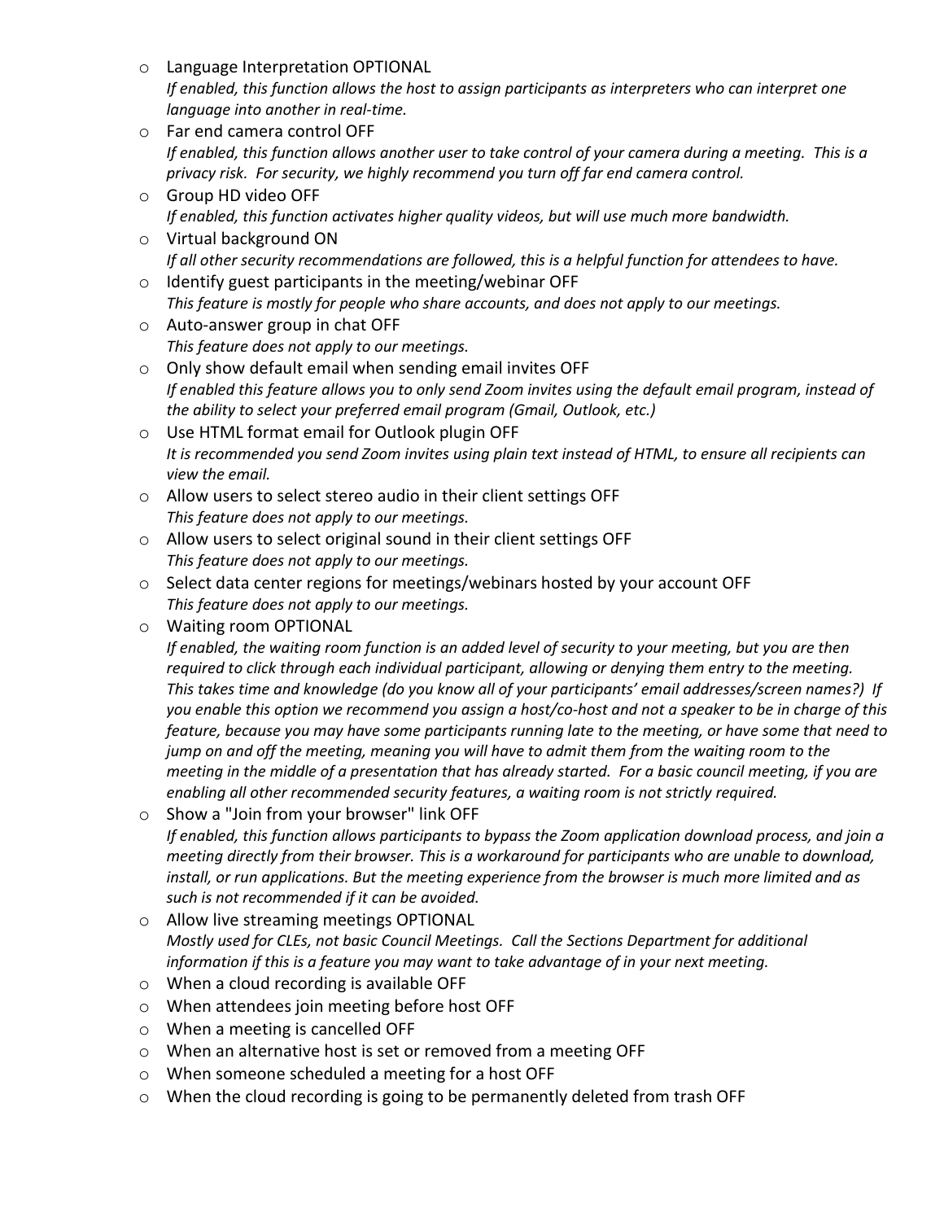- Language Interpretation OPTIONAL
  *If enabled, this function allows the host to assign participants as interpreters who can interpret one language into another in real-time.*
- Far end camera control OFF
  *If enabled, this function allows another user to take control of your camera during a meeting. This is a privacy risk. For security, we highly recommend you turn off far end camera control.*
- Group HD video OFF
  *If enabled, this function activates higher quality videos, but will use much more bandwidth.*
- Virtual background ON
  *If all other security recommendations are followed, this is a helpful function for attendees to have.*
- Identify guest participants in the meeting/webinar OFF
  *This feature is mostly for people who share accounts, and does not apply to our meetings.*
- Auto-answer group in chat OFF
  *This feature does not apply to our meetings.*
- Only show default email when sending email invites OFF
  *If enabled this feature allows you to only send Zoom invites using the default email program, instead of the ability to select your preferred email program (Gmail, Outlook, etc.)*
- Use HTML format email for Outlook plugin OFF
  *It is recommended you send Zoom invites using plain text instead of HTML, to ensure all recipients can view the email.*
- Allow users to select stereo audio in their client settings OFF
  *This feature does not apply to our meetings.*
- Allow users to select original sound in their client settings OFF
  *This feature does not apply to our meetings.*
- Select data center regions for meetings/webinars hosted by your account OFF
  *This feature does not apply to our meetings.*
- Waiting room OPTIONAL
  *If enabled, the waiting room function is an added level of security to your meeting, but you are then required to click through each individual participant, allowing or denying them entry to the meeting. This takes time and knowledge (do you know all of your participants' email addresses/screen names?) If you enable this option we recommend you assign a host/co-host and not a speaker to be in charge of this feature, because you may have some participants running late to the meeting, or have some that need to jump on and off the meeting, meaning you will have to admit them from the waiting room to the meeting in the middle of a presentation that has already started. For a basic council meeting, if you are enabling all other recommended security features, a waiting room is not strictly required.*
- Show a "Join from your browser" link OFF
  *If enabled, this function allows participants to bypass the Zoom application download process, and join a meeting directly from their browser. This is a workaround for participants who are unable to download, install, or run applications. But the meeting experience from the browser is much more limited and as such is not recommended if it can be avoided.*
- Allow live streaming meetings OPTIONAL
  *Mostly used for CLEs, not basic Council Meetings. Call the Sections Department for additional information if this is a feature you may want to take advantage of in your next meeting.*
- When a cloud recording is available OFF
- When attendees join meeting before host OFF
- When a meeting is cancelled OFF
- When an alternative host is set or removed from a meeting OFF
- When someone scheduled a meeting for a host OFF
- When the cloud recording is going to be permanently deleted from trash OFF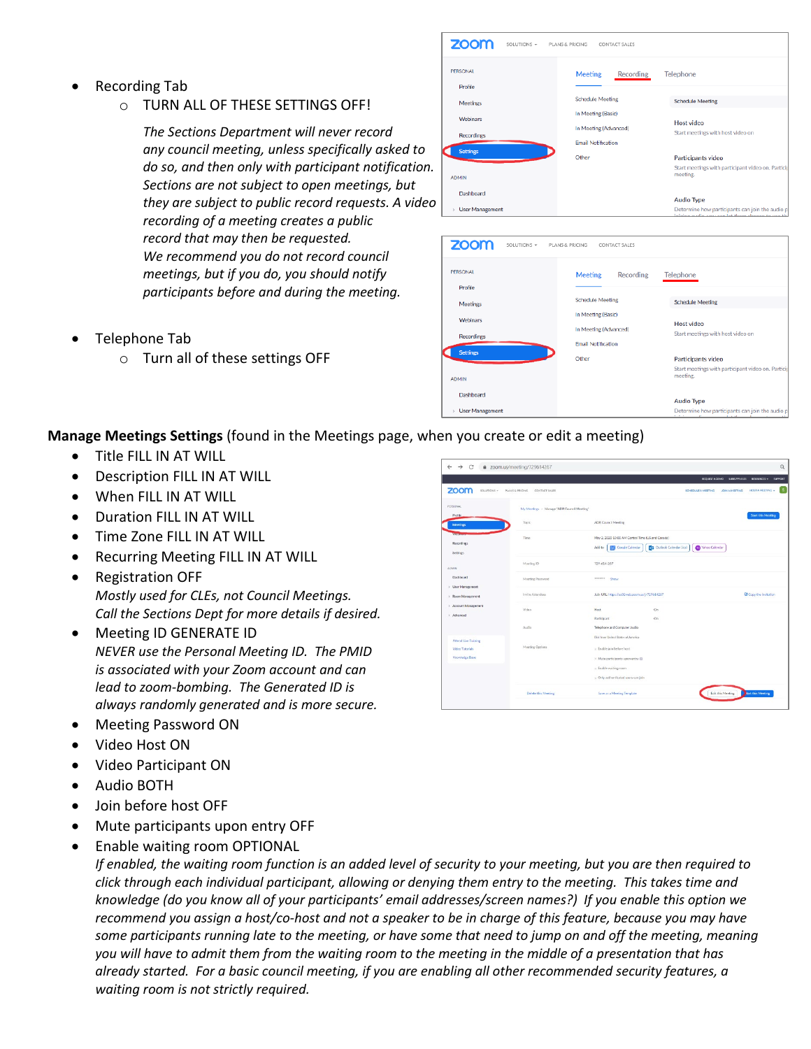- Recording Tab
  - TURN ALL OF THESE SETTINGS OFF!

    *The Sections Department will never record any council meeting, unless specifically asked to do so, and then only with participant notification. Sections are not subject to open meetings, but they are subject to public record requests. A video recording of a meeting creates a public record that may then be requested.*
    *We recommend you do not record council meetings, but if you do, you should notify participants before and during the meeting.*

- Telephone Tab
  - Turn all of these settings OFF

**Manage Meetings Settings** (found in the Meetings page, when you create or edit a meeting)

- Title FILL IN AT WILL
- Description FILL IN AT WILL
- When FILL IN AT WILL
- Duration FILL IN AT WILL
- Time Zone FILL IN AT WILL
- Recurring Meeting FILL IN AT WILL
- Registration OFF
  *Mostly used for CLEs, not Council Meetings.*
  *Call the Sections Dept for more details if desired.*
- Meeting ID GENERATE ID
  *NEVER use the Personal Meeting ID. The PMID is associated with your Zoom account and can lead to zoom-bombing. The Generated ID is always randomly generated and is more secure.*
- Meeting Password ON
- Video Host ON
- Video Participant ON
- Audio BOTH
- Join before host OFF
- Mute participants upon entry OFF
- Enable waiting room OPTIONAL
  *If enabled, the waiting room function is an added level of security to your meeting, but you are then required to click through each individual participant, allowing or denying them entry to the meeting. This takes time and knowledge (do you know all of your participants' email addresses/screen names?) If you enable this option we recommend you assign a host/co-host and not a speaker to be in charge of this feature, because you may have some participants running late to the meeting, or have some that need to jump on and off the meeting, meaning you will have to admit them from the waiting room to the meeting in the middle of a presentation that has already started. For a basic council meeting, if you are enabling all other recommended security features, a waiting room is not strictly required.*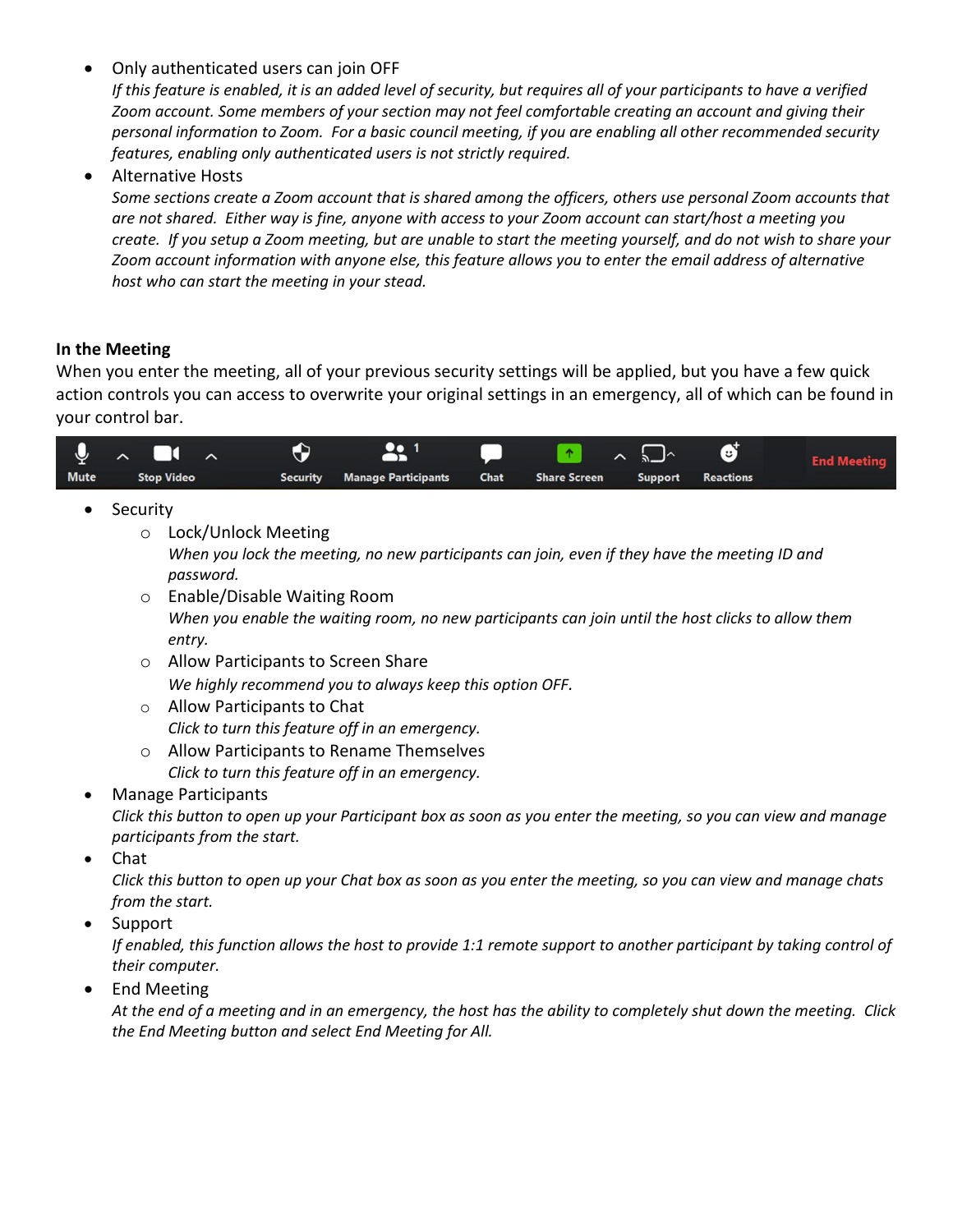- Only authenticated users can join OFF
  *If this feature is enabled, it is an added level of security, but requires all of your participants to have a verified Zoom account. Some members of your section may not feel comfortable creating an account and giving their personal information to Zoom. For a basic council meeting, if you are enabling all other recommended security features, enabling only authenticated users is not strictly required.*
- Alternative Hosts
  *Some sections create a Zoom account that is shared among the officers, others use personal Zoom accounts that are not shared. Either way is fine, anyone with access to your Zoom account can start/host a meeting you create. If you setup a Zoom meeting, but are unable to start the meeting yourself, and do not wish to share your Zoom account information with anyone else, this feature allows you to enter the email address of alternative host who can start the meeting in your stead.*

**In the Meeting**

When you enter the meeting, all of your previous security settings will be applied, but you have a few quick action controls you can access to overwrite your original settings in an emergency, all of which can be found in your control bar.

Mute
Stop Video
Security
Manage Participants
1
Chat
Share Screen
Support
Reactions
End Meeting

- Security
  - Lock/Unlock Meeting
    *When you lock the meeting, no new participants can join, even if they have the meeting ID and password.*
  - Enable/Disable Waiting Room
    *When you enable the waiting room, no new participants can join until the host clicks to allow them entry.*
  - Allow Participants to Screen Share
    *We highly recommend you to always keep this option OFF.*
  - Allow Participants to Chat
    *Click to turn this feature off in an emergency.*
  - Allow Participants to Rename Themselves
    *Click to turn this feature off in an emergency.*
- Manage Participants
  *Click this button to open up your Participant box as soon as you enter the meeting, so you can view and manage participants from the start.*
- Chat
  *Click this button to open up your Chat box as soon as you enter the meeting, so you can view and manage chats from the start.*
- Support
  *If enabled, this function allows the host to provide 1:1 remote support to another participant by taking control of their computer.*
- End Meeting
  *At the end of a meeting and in an emergency, the host has the ability to completely shut down the meeting. Click the End Meeting button and select End Meeting for All.*